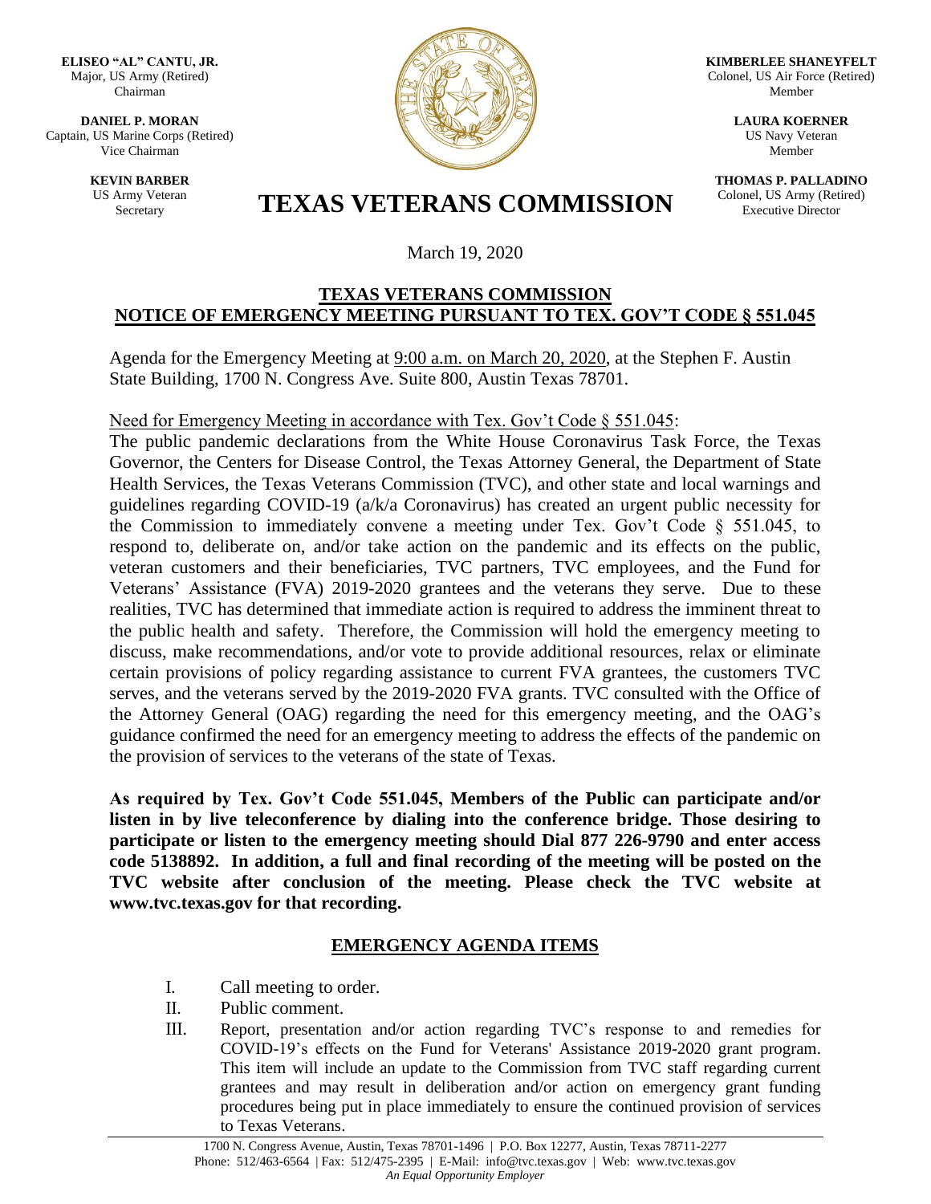**ELISEO "AL" CANTU, JR.**
Major, US Army (Retired)
Chairman

**DANIEL P. MORAN**
Captain, US Marine Corps (Retired)
Vice Chairman

**KEVIN BARBER**
US Army Veteran
Secretary

**KIMBERLEE SHANEYFELT**
Colonel, US Air Force (Retired)
Member

**LAURA KOERNER**
US Navy Veteran
Member

**THOMAS P. PALLADINO**
Colonel, US Army (Retired)
Executive Director

# TEXAS VETERANS COMMISSION

March 19, 2020

## TEXAS VETERANS COMMISSION NOTICE OF EMERGENCY MEETING PURSUANT TO TEX. GOV'T CODE § 551.045

Agenda for the Emergency Meeting at 9:00 a.m. on March 20, 2020, at the Stephen F. Austin State Building, 1700 N. Congress Ave. Suite 800, Austin Texas 78701.

Need for Emergency Meeting in accordance with Tex. Gov't Code § 551.045:
The public pandemic declarations from the White House Coronavirus Task Force, the Texas Governor, the Centers for Disease Control, the Texas Attorney General, the Department of State Health Services, the Texas Veterans Commission (TVC), and other state and local warnings and guidelines regarding COVID-19 (a/k/a Coronavirus) has created an urgent public necessity for the Commission to immediately convene a meeting under Tex. Gov't Code § 551.045, to respond to, deliberate on, and/or take action on the pandemic and its effects on the public, veteran customers and their beneficiaries, TVC partners, TVC employees, and the Fund for Veterans' Assistance (FVA) 2019-2020 grantees and the veterans they serve. Due to these realities, TVC has determined that immediate action is required to address the imminent threat to the public health and safety. Therefore, the Commission will hold the emergency meeting to discuss, make recommendations, and/or vote to provide additional resources, relax or eliminate certain provisions of policy regarding assistance to current FVA grantees, the customers TVC serves, and the veterans served by the 2019-2020 FVA grants. TVC consulted with the Office of the Attorney General (OAG) regarding the need for this emergency meeting, and the OAG's guidance confirmed the need for an emergency meeting to address the effects of the pandemic on the provision of services to the veterans of the state of Texas.

**As required by Tex. Gov't Code 551.045, Members of the Public can participate and/or listen in by live teleconference by dialing into the conference bridge. Those desiring to participate or listen to the emergency meeting should Dial 877 226-9790 and enter access code 5138892. In addition, a full and final recording of the meeting will be posted on the TVC website after conclusion of the meeting. Please check the TVC website at www.tvc.texas.gov for that recording.**

## EMERGENCY AGENDA ITEMS

I. Call meeting to order.

II. Public comment.

III. Report, presentation and/or action regarding TVC's response to and remedies for COVID-19's effects on the Fund for Veterans' Assistance 2019-2020 grant program. This item will include an update to the Commission from TVC staff regarding current grantees and may result in deliberation and/or action on emergency grant funding procedures being put in place immediately to ensure the continued provision of services to Texas Veterans.

1700 N. Congress Avenue, Austin, Texas 78701-1496 | P.O. Box 12277, Austin, Texas 78711-2277
Phone: 512/463-6564 | Fax: 512/475-2395 | E-Mail: info@tvc.texas.gov | Web: www.tvc.texas.gov
*An Equal Opportunity Employer*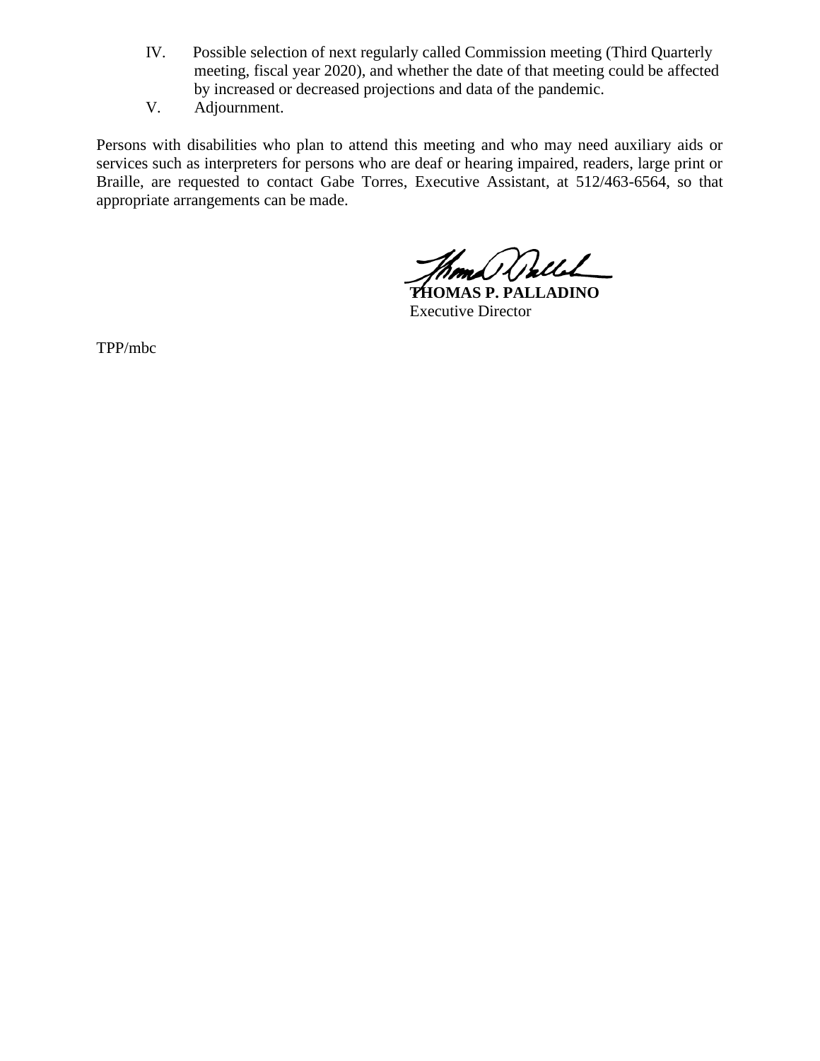IV. Possible selection of next regularly called Commission meeting (Third Quarterly meeting, fiscal year 2020), and whether the date of that meeting could be affected by increased or decreased projections and data of the pandemic.

V. Adjournment.

Persons with disabilities who plan to attend this meeting and who may need auxiliary aids or services such as interpreters for persons who are deaf or hearing impaired, readers, large print or Braille, are requested to contact Gabe Torres, Executive Assistant, at 512/463-6564, so that appropriate arrangements can be made.

**THOMAS P. PALLADINO**
Executive Director

TPP/mbc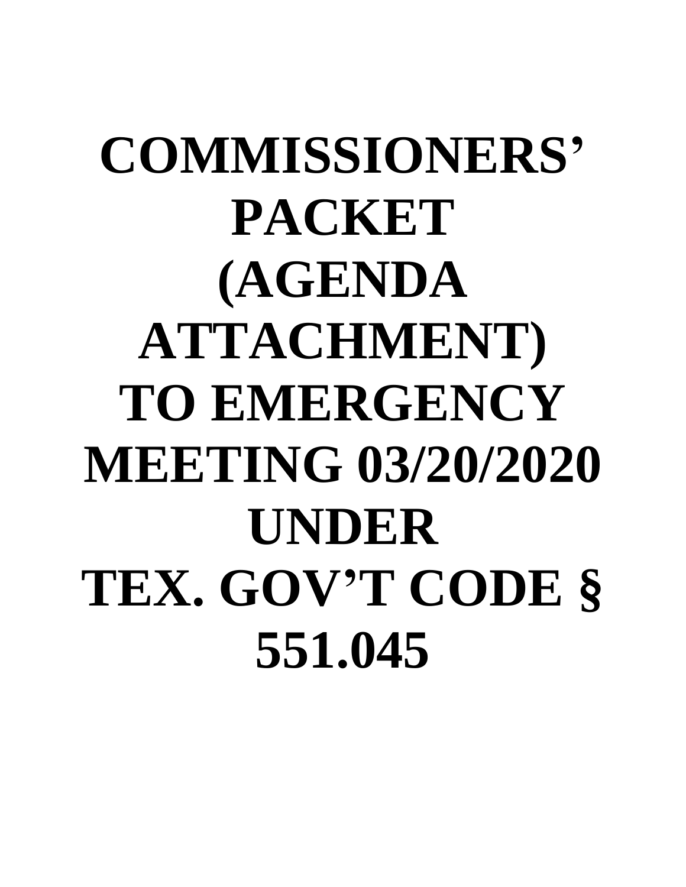# COMMISSIONERS' PACKET (AGENDA ATTACHMENT) TO EMERGENCY MEETING 03/20/2020 UNDER TEX. GOV'T CODE § 551.045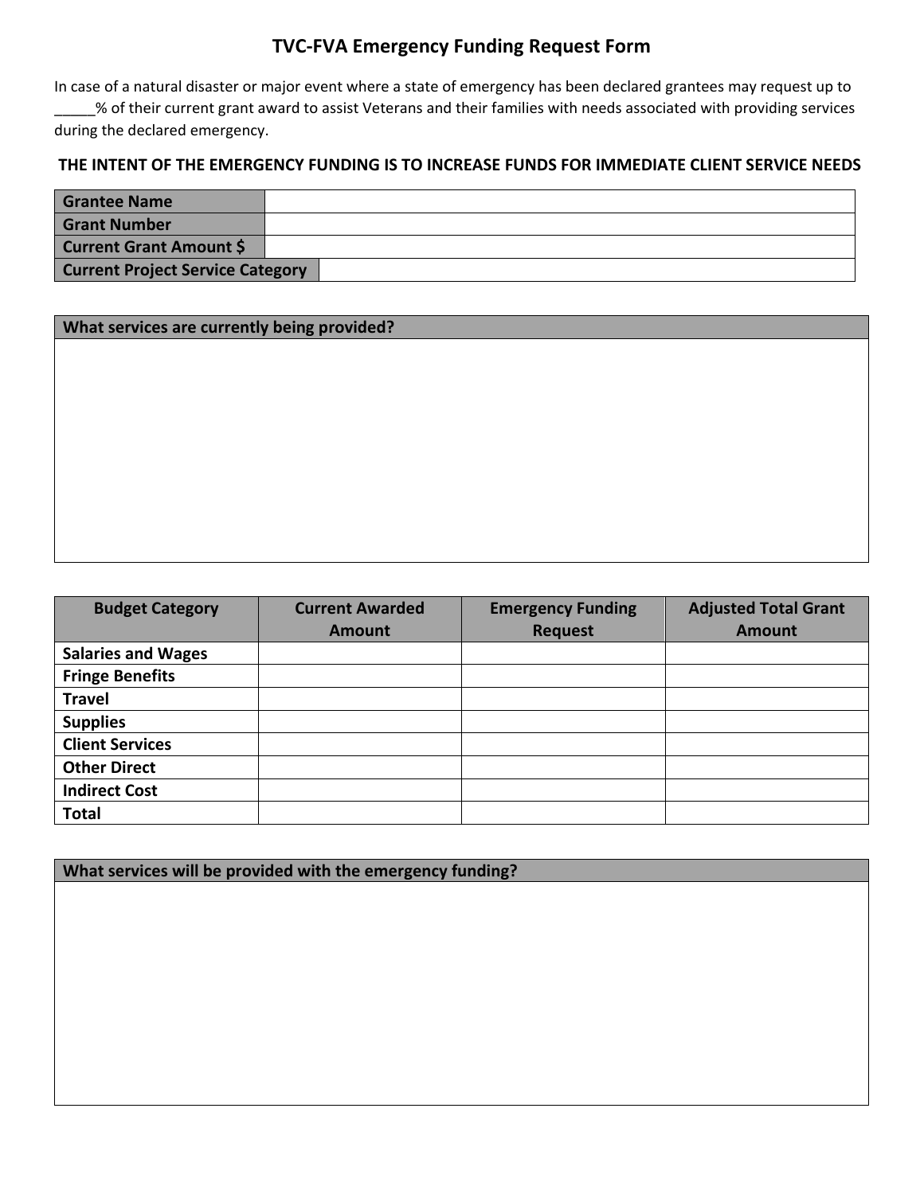# TVC-FVA Emergency Funding Request Form

In case of a natural disaster or major event where a state of emergency has been declared grantees may request up to _____% of their current grant award to assist Veterans and their families with needs associated with providing services during the declared emergency.

**THE INTENT OF THE EMERGENCY FUNDING IS TO INCREASE FUNDS FOR IMMEDIATE CLIENT SERVICE NEEDS**

| | |
|---|---|
| **Grantee Name** | |
| **Grant Number** | |
| **Current Grant Amount $** | |
| **Current Project Service Category** | |

| **What services are currently being provided?** |
|---|
| |

| Budget Category | Current Awarded Amount | Emergency Funding Request | Adjusted Total Grant Amount |
|---|---|---|---|
| **Salaries and Wages** | | | |
| **Fringe Benefits** | | | |
| **Travel** | | | |
| **Supplies** | | | |
| **Client Services** | | | |
| **Other Direct** | | | |
| **Indirect Cost** | | | |
| **Total** | | | |

| **What services will be provided with the emergency funding?** |
|---|
| |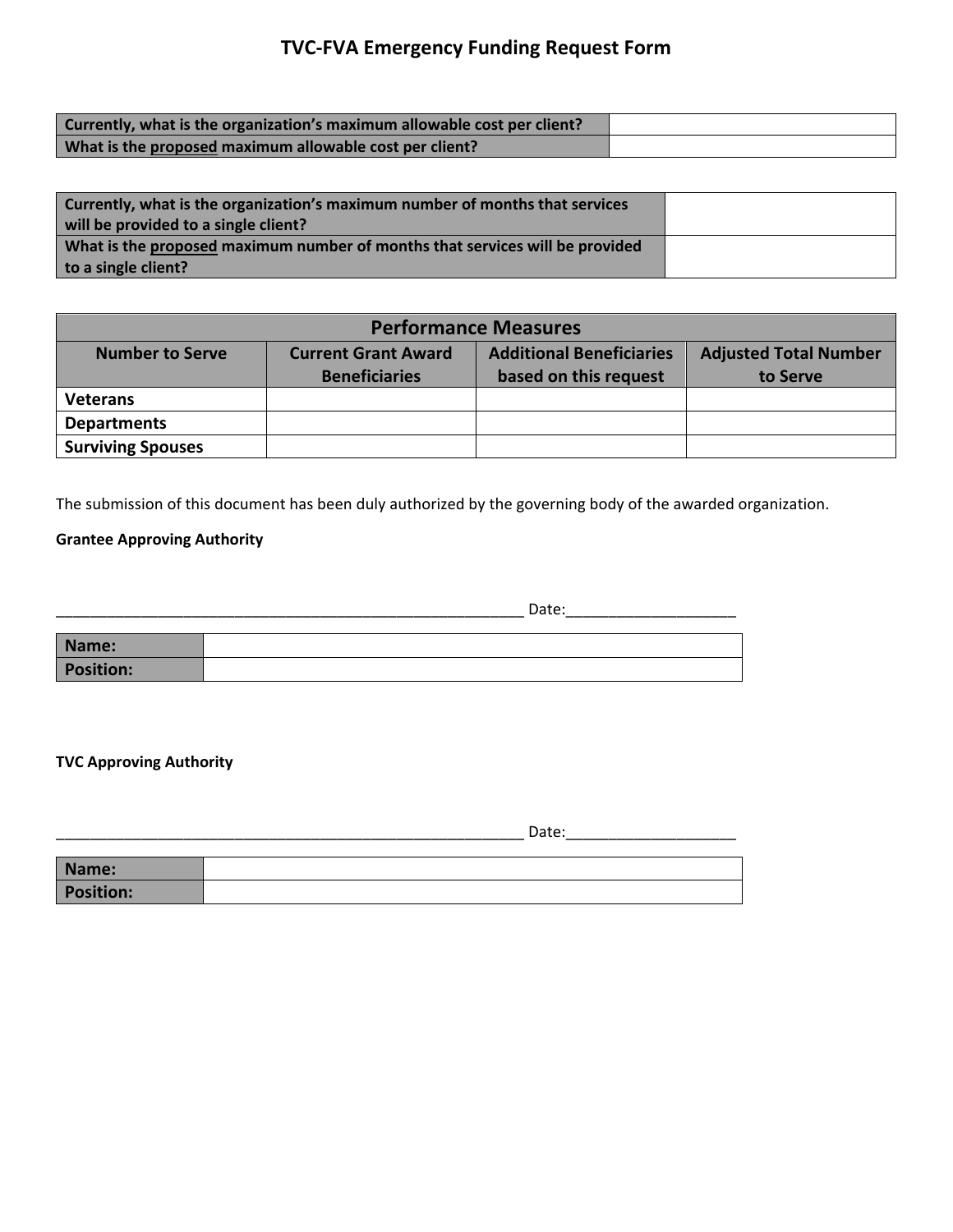# TVC-FVA Emergency Funding Request Form

| **Currently, what is the organization's maximum allowable cost per client?** | |
|---|---|
| **What is the <u>proposed</u> maximum allowable cost per client?** | |

| **Currently, what is the organization's maximum number of months that services will be provided to a single client?** | |
|---|---|
| **What is the <u>proposed</u> maximum number of months that services will be provided to a single client?** | |

| **Performance Measures** | | | |
|---|---|---|---|
| **Number to Serve** | **Current Grant Award Beneficiaries** | **Additional Beneficiaries based on this request** | **Adjusted Total Number to Serve** |
| **Veterans** | | | |
| **Departments** | | | |
| **Surviving Spouses** | | | |

The submission of this document has been duly authorized by the governing body of the awarded organization.

**Grantee Approving Authority**

_______________________________________________________ Date:____________________

| **Name:** | |
|---|---|
| **Position:** | |

**TVC Approving Authority**

_______________________________________________________ Date:____________________

| **Name:** | |
|---|---|
| **Position:** | |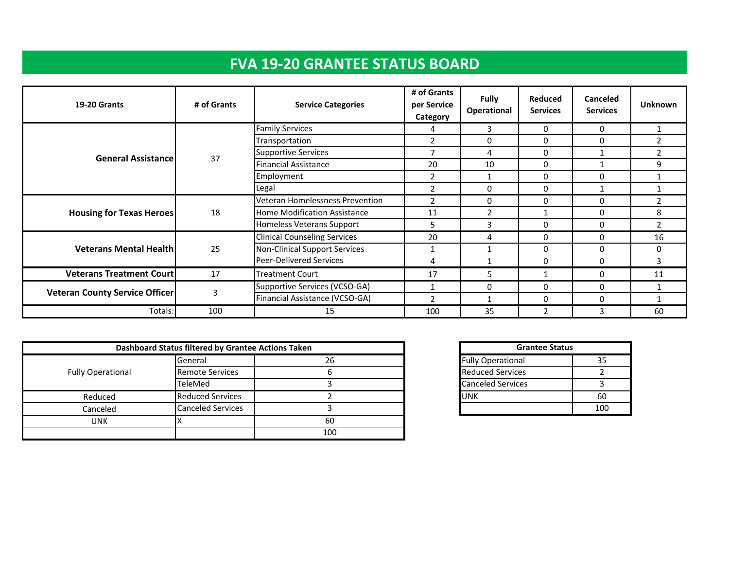# FVA 19-20 GRANTEE STATUS BOARD

| 19-20 Grants | # of Grants | Service Categories | # of Grants per Service Category | Fully Operational | Reduced Services | Canceled Services | Unknown |
|---|---|---|---|---|---|---|---|
| General Assistance | 37 | Family Services | 4 | 3 | 0 | 0 | 1 |
| | | Transportation | 2 | 0 | 0 | 0 | 2 |
| | | Supportive Services | 7 | 4 | 0 | 1 | 2 |
| | | Financial Assistance | 20 | 10 | 0 | 1 | 9 |
| | | Employment | 2 | 1 | 0 | 0 | 1 |
| | | Legal | 2 | 0 | 0 | 1 | 1 |
| Housing for Texas Heroes | 18 | Veteran Homelessness Prevention | 2 | 0 | 0 | 0 | 2 |
| | | Home Modification Assistance | 11 | 2 | 1 | 0 | 8 |
| | | Homeless Veterans Support | 5 | 3 | 0 | 0 | 2 |
| Veterans Mental Health | 25 | Clinical Counseling Services | 20 | 4 | 0 | 0 | 16 |
| | | Non-Clinical Support Services | 1 | 1 | 0 | 0 | 0 |
| | | Peer-Delivered Services | 4 | 1 | 0 | 0 | 3 |
| Veterans Treatment Court | 17 | Treatment Court | 17 | 5 | 1 | 0 | 11 |
| Veteran County Service Officer | 3 | Supportive Services (VCSO-GA) | 1 | 0 | 0 | 0 | 1 |
| | | Financial Assistance (VCSO-GA) | 2 | 1 | 0 | 0 | 1 |
| Totals: | 100 | 15 | 100 | 35 | 2 | 3 | 60 |

| Dashboard Status filtered by Grantee Actions Taken | | |
|---|---|---|
| Fully Operational | General | 26 |
| | Remote Services | 6 |
| | TeleMed | 3 |
| Reduced | Reduced Services | 2 |
| Canceled | Canceled Services | 3 |
| UNK | X | 60 |
| | | 100 |

| Grantee Status | |
|---|---|
| Fully Operational | 35 |
| Reduced Services | 2 |
| Canceled Services | 3 |
| UNK | 60 |
| | 100 |